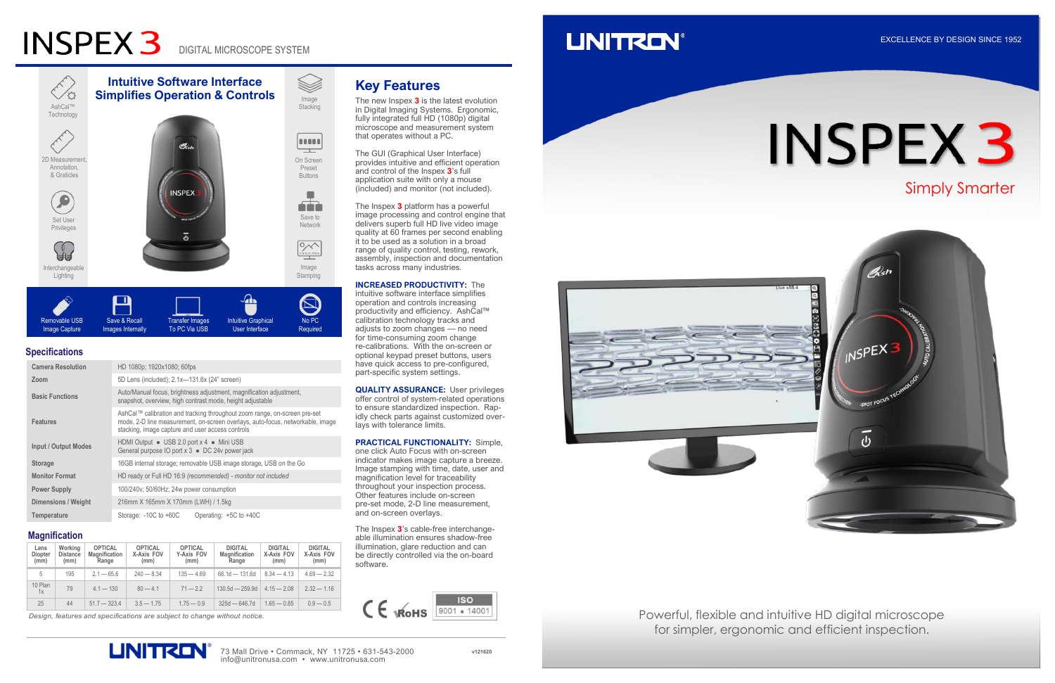# INSPEX 3

DIGITAL MICROSCOPE SYSTEM

## Intuitive Software Interface Simplifies Operation & Controls

AshCal™ Technology

2D Measurement, Annotation, & Graticles

Set User Privileges

Interchangeable Lighting

Image Stacking

On Screen Preset Buttons

Save to Network

Image Stamping

Removable USB Image Capture

Save & Recall Images Internally

Transfer Images To PC Via USB

Intuitive Graphical User Interface

No PC Required

## Specifications

| | |
|---|---|
| Camera Resolution | HD 1080p; 1920x1080; 60fps |
| Zoom | 5D Lens (included); 2.1x—131.6x (24" screen) |
| Basic Functions | Auto/Manual focus, brightness adjustment, magnification adjustment, snapshot, overview, high contrast mode, height adjustable |
| Features | AshCal™ calibration and tracking throughout zoom range, on-screen pre-set mode, 2-D line measurement, on-screen overlays, auto-focus, networkable, image stacking, image capture and user access controls |
| Input / Output Modes | HDMI Output • USB 2.0 port x 4 • Mini USB<br>General purpose IO port x 3 • DC 24v power jack |
| Storage | 16GB internal storage; removable USB image storage, USB on the Go |
| Monitor Format | HD ready or Full HD 16:9 *(recommended) - monitor not included* |
| Power Supply | 100/240v; 50/60Hz; 24w power consumption |
| Dimensions / Weight | 216mm X 165mm X 170mm (LWH) / 1.5kg |
| Temperature | Storage: -10C to +60C    Operating: +5C to +40C |

## Magnification

| Lens Diopter (mm) | Working Distance (mm) | OPTICAL Magnification Range | OPTICAL X-Axis FOV (mm) | OPTICAL Y-Axis FOV (mm) | DIGITAL Magnification Range | DIGITAL X-Axis FOV (mm) | DIGITAL X-Axis FOV (mm) |
|---|---|---|---|---|---|---|---|
| 5 | 195 | 2.1 — 65.6 | 240 — 8.34 | 135 — 4.69 | 66.1d — 131.6d | 8.34 — 4.13 | 4.69 — 2.32 |
| 10 Plan 1x | 79 | 4.1 — 130 | 80 — 4.1 | 71 — 2.2 | 130.5d — 259.9d | 4.15 — 2.08 | 2.32 — 1.16 |
| 25 | 44 | 51.7 — 323.4 | 3.5 — 1.75 | 1.75 — 0.9 | 325d — 646.7d | 1.65 — 0.85 | 0.9 — 0.5 |

*Design, features and specifications are subject to change without notice.*

## Key Features

The new Inspex 3 is the latest evolution in Digital Imaging Systems. Ergonomic, fully integrated full HD (1080p) digital microscope and measurement system that operates without a PC.

The GUI (Graphical User Interface) provides intuitive and efficient operation and control of the Inspex 3's full application suite with only a mouse (included) and monitor (not included).

The Inspex 3 platform has a powerful image processing and control engine that delivers superb full HD live video image quality at 60 frames per second enabling it to be used as a solution in a broad range of quality control, testing, rework, assembly, inspection and documentation tasks across many industries.

**INCREASED PRODUCTIVITY:** The intuitive software interface simplifies operation and controls increasing productivity and efficiency. AshCal™ calibration technology tracks and adjusts to zoom changes — no need for time-consuming zoom change re-calibrations. With the on-screen or optional keypad preset buttons, users have quick access to pre-configured, part-specific system settings.

**QUALITY ASSURANCE:** User privileges offer control of system-related operations to ensure standardized inspection. Rapidly check parts against customized overlays with tolerance limits.

**PRACTICAL FUNCTIONALITY:** Simple, one click Auto Focus with on-screen indicator makes image capture a breeze. Image stamping with time, date, user and magnification level for traceability throughout your inspection process. Other features include on-screen pre-set mode, 2-D line measurement, and on-screen overlays.

The Inspex 3's cable-free interchangeable illumination ensures shadow-free illumination, glare reduction and can be directly controlled via the on-board software.

CE RoHS ISO 9001 • 14001

UNITRON 73 Mall Drive • Commack, NY 11725 • 631-543-2000
info@unitronusa.com • www.unitronusa.com

v121620

UNITRON®

EXCELLENCE BY DESIGN SINCE 1952

# INSPEX 3

Simply Smarter

Powerful, flexible and intuitive HD digital microscope for simpler, ergonomic and efficient inspection.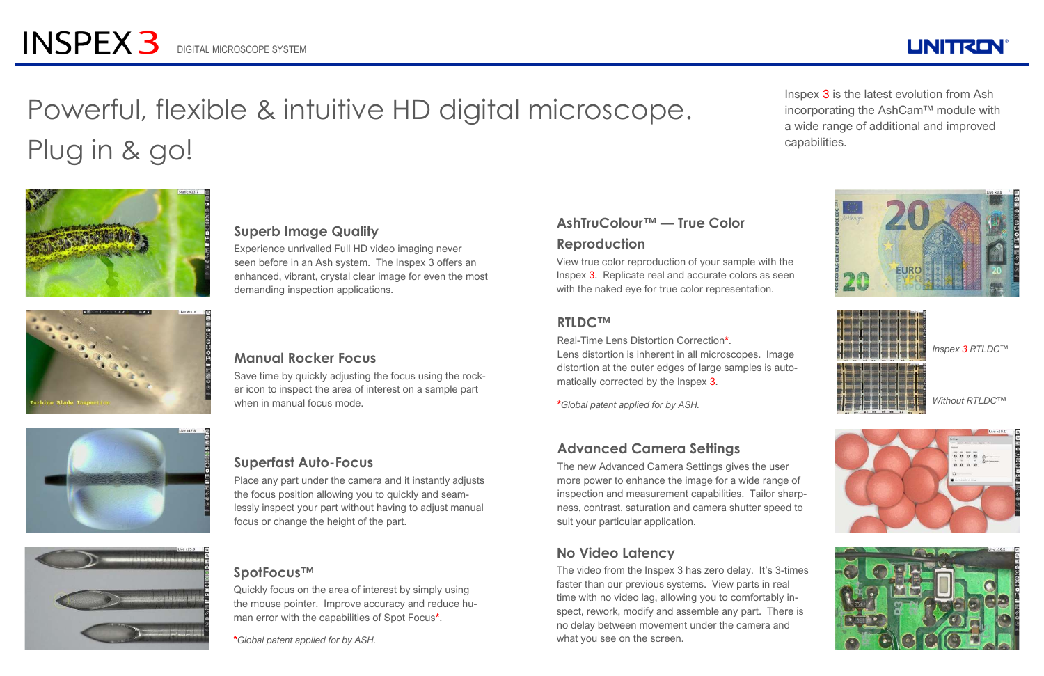# INSPEX 3 DIGITAL MICROSCOPE SYSTEM

UNITRON

# Powerful, flexible & intuitive HD digital microscope. Plug in & go!

Inspex 3 is the latest evolution from Ash incorporating the AshCam™ module with a wide range of additional and improved capabilities.

## Superb Image Quality

Experience unrivalled Full HD video imaging never seen before in an Ash system. The Inspex 3 offers an enhanced, vibrant, crystal clear image for even the most demanding inspection applications.

## Manual Rocker Focus

Save time by quickly adjusting the focus using the rocker icon to inspect the area of interest on a sample part when in manual focus mode.

## Superfast Auto-Focus

Place any part under the camera and it instantly adjusts the focus position allowing you to quickly and seamlessly inspect your part without having to adjust manual focus or change the height of the part.

## SpotFocus™

Quickly focus on the area of interest by simply using the mouse pointer. Improve accuracy and reduce human error with the capabilities of Spot Focus*.

**\***Global patent applied for by ASH.*

## AshTruColour™ — True Color Reproduction

View true color reproduction of your sample with the Inspex 3. Replicate real and accurate colors as seen with the naked eye for true color representation.

## RTLDC™

Real-Time Lens Distortion Correction*.
Lens distortion is inherent in all microscopes. Image distortion at the outer edges of large samples is automatically corrected by the Inspex 3.

**\***Global patent applied for by ASH.*

*Inspex 3 RTLDC™*

*Without RTLDC™*

## Advanced Camera Settings

The new Advanced Camera Settings gives the user more power to enhance the image for a wide range of inspection and measurement capabilities. Tailor sharpness, contrast, saturation and camera shutter speed to suit your particular application.

## No Video Latency

The video from the Inspex 3 has zero delay. It's 3-times faster than our previous systems. View parts in real time with no video lag, allowing you to comfortably inspect, rework, modify and assemble any part. There is no delay between movement under the camera and what you see on the screen.